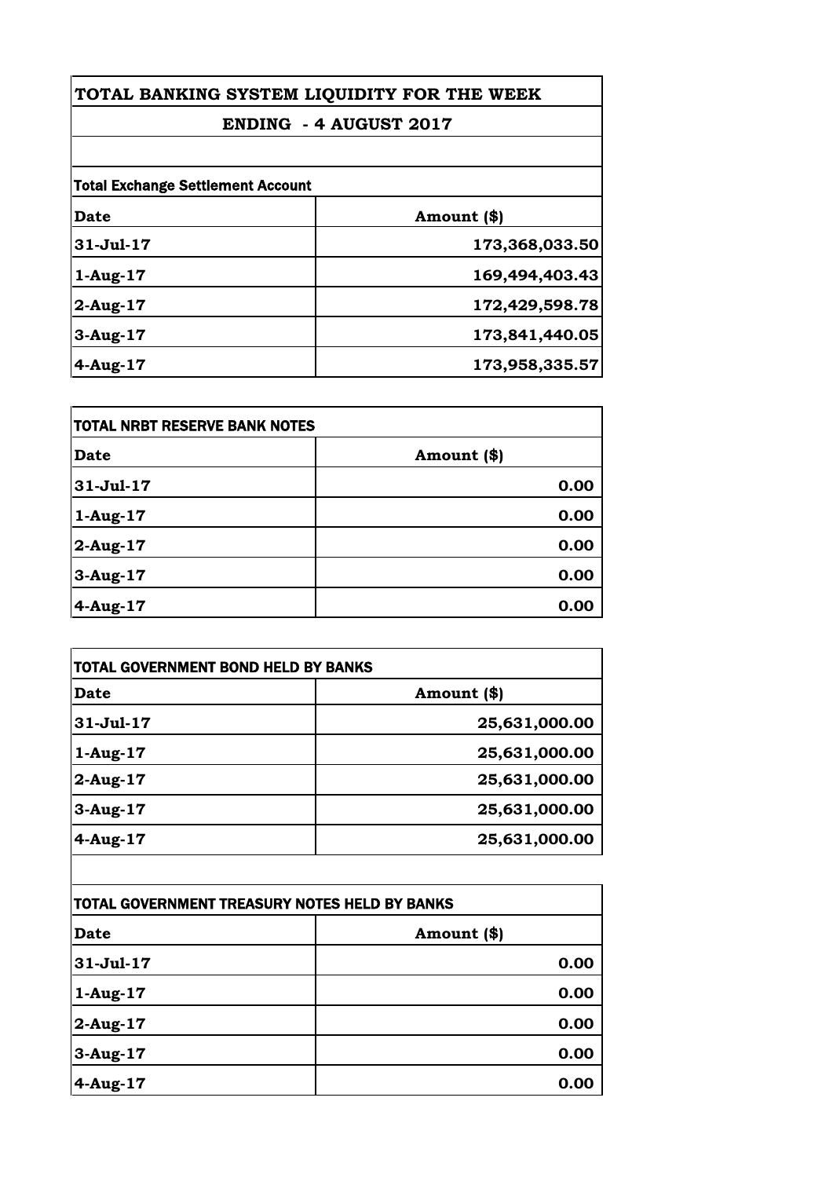# TOTAL BANKING SYSTEM LIQUIDITY FOR THE WEEK

## ENDING - 4 AUGUST 2017

| Total Exchange Settlement Account | |
|---|---|
| **Date** | **Amount ($)** |
| 31-Jul-17 | 173,368,033.50 |
| 1-Aug-17 | 169,494,403.43 |
| 2-Aug-17 | 172,429,598.78 |
| 3-Aug-17 | 173,841,440.05 |
| 4-Aug-17 | 173,958,335.57 |

| TOTAL NRBT RESERVE BANK NOTES | |
|---|---|
| **Date** | **Amount ($)** |
| 31-Jul-17 | 0.00 |
| 1-Aug-17 | 0.00 |
| 2-Aug-17 | 0.00 |
| 3-Aug-17 | 0.00 |
| 4-Aug-17 | 0.00 |

| TOTAL GOVERNMENT BOND HELD BY BANKS | |
|---|---|
| **Date** | **Amount ($)** |
| 31-Jul-17 | 25,631,000.00 |
| 1-Aug-17 | 25,631,000.00 |
| 2-Aug-17 | 25,631,000.00 |
| 3-Aug-17 | 25,631,000.00 |
| 4-Aug-17 | 25,631,000.00 |

| TOTAL GOVERNMENT TREASURY NOTES HELD BY BANKS | |
|---|---|
| **Date** | **Amount ($)** |
| 31-Jul-17 | 0.00 |
| 1-Aug-17 | 0.00 |
| 2-Aug-17 | 0.00 |
| 3-Aug-17 | 0.00 |
| 4-Aug-17 | 0.00 |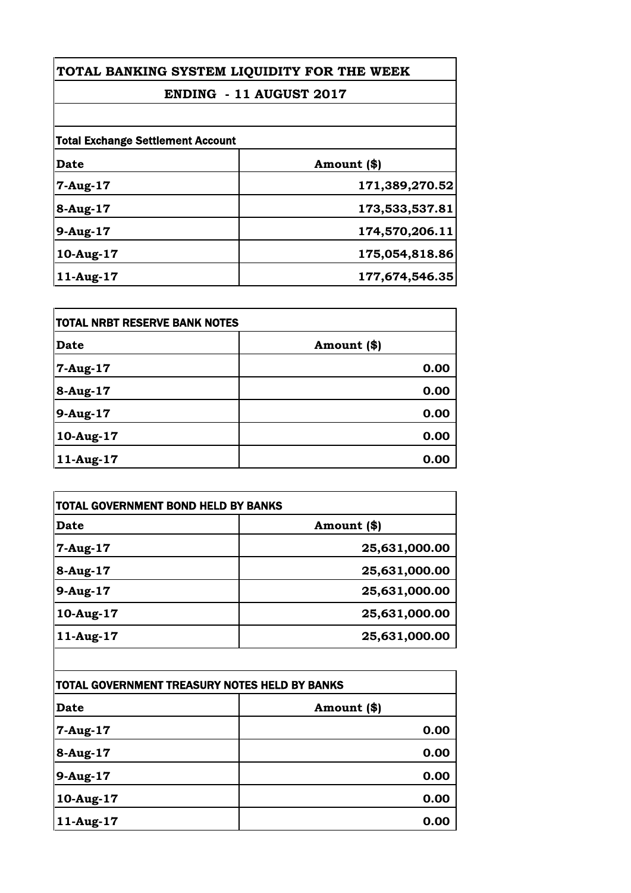# TOTAL BANKING SYSTEM LIQUIDITY FOR THE WEEK

## ENDING - 11 AUGUST 2017

**Total Exchange Settlement Account**

| Date | Amount ($) |
|---|---|
| 7-Aug-17 | 171,389,270.52 |
| 8-Aug-17 | 173,533,537.81 |
| 9-Aug-17 | 174,570,206.11 |
| 10-Aug-17 | 175,054,818.86 |
| 11-Aug-17 | 177,674,546.35 |

**TOTAL NRBT RESERVE BANK NOTES**

| Date | Amount ($) |
|---|---|
| 7-Aug-17 | 0.00 |
| 8-Aug-17 | 0.00 |
| 9-Aug-17 | 0.00 |
| 10-Aug-17 | 0.00 |
| 11-Aug-17 | 0.00 |

**TOTAL GOVERNMENT BOND HELD BY BANKS**

| Date | Amount ($) |
|---|---|
| 7-Aug-17 | 25,631,000.00 |
| 8-Aug-17 | 25,631,000.00 |
| 9-Aug-17 | 25,631,000.00 |
| 10-Aug-17 | 25,631,000.00 |
| 11-Aug-17 | 25,631,000.00 |

**TOTAL GOVERNMENT TREASURY NOTES HELD BY BANKS**

| Date | Amount ($) |
|---|---|
| 7-Aug-17 | 0.00 |
| 8-Aug-17 | 0.00 |
| 9-Aug-17 | 0.00 |
| 10-Aug-17 | 0.00 |
| 11-Aug-17 | 0.00 |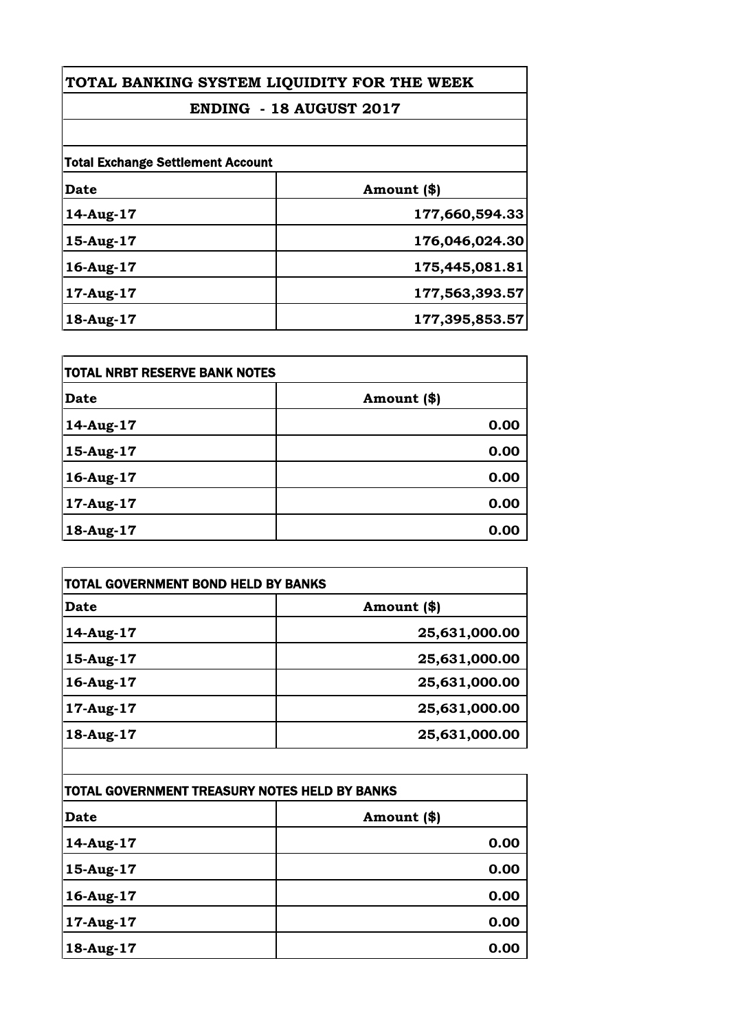# TOTAL BANKING SYSTEM LIQUIDITY FOR THE WEEK

## ENDING - 18 AUGUST 2017

### Total Exchange Settlement Account

| Date | Amount ($) |
|---|---|
| 14-Aug-17 | 177,660,594.33 |
| 15-Aug-17 | 176,046,024.30 |
| 16-Aug-17 | 175,445,081.81 |
| 17-Aug-17 | 177,563,393.57 |
| 18-Aug-17 | 177,395,853.57 |

### TOTAL NRBT RESERVE BANK NOTES

| Date | Amount ($) |
|---|---|
| 14-Aug-17 | 0.00 |
| 15-Aug-17 | 0.00 |
| 16-Aug-17 | 0.00 |
| 17-Aug-17 | 0.00 |
| 18-Aug-17 | 0.00 |

### TOTAL GOVERNMENT BOND HELD BY BANKS

| Date | Amount ($) |
|---|---|
| 14-Aug-17 | 25,631,000.00 |
| 15-Aug-17 | 25,631,000.00 |
| 16-Aug-17 | 25,631,000.00 |
| 17-Aug-17 | 25,631,000.00 |
| 18-Aug-17 | 25,631,000.00 |

### TOTAL GOVERNMENT TREASURY NOTES HELD BY BANKS

| Date | Amount ($) |
|---|---|
| 14-Aug-17 | 0.00 |
| 15-Aug-17 | 0.00 |
| 16-Aug-17 | 0.00 |
| 17-Aug-17 | 0.00 |
| 18-Aug-17 | 0.00 |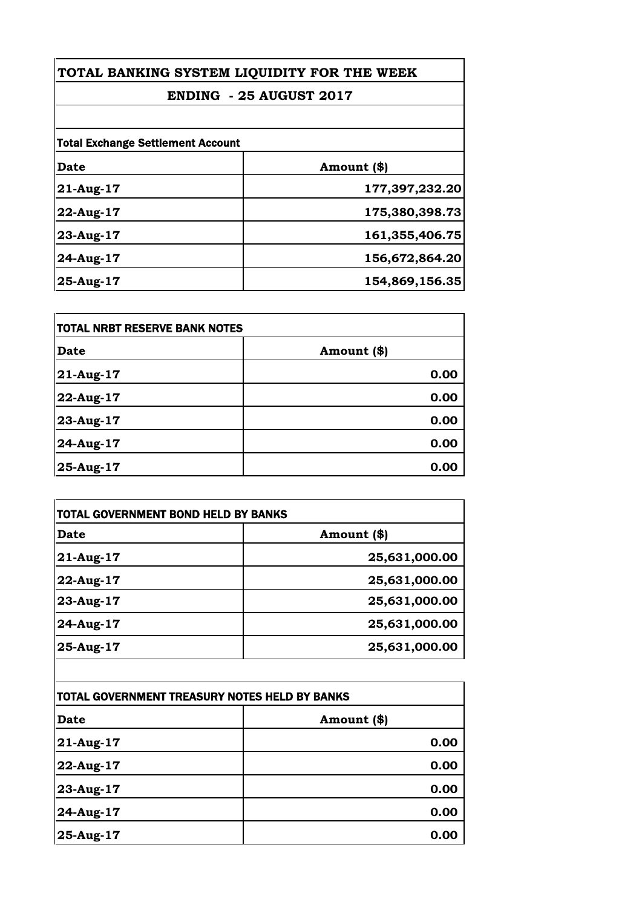# TOTAL BANKING SYSTEM LIQUIDITY FOR THE WEEK

## ENDING - 25 AUGUST 2017

**Total Exchange Settlement Account**

| Date | Amount ($) |
|---|---|
| 21-Aug-17 | 177,397,232.20 |
| 22-Aug-17 | 175,380,398.73 |
| 23-Aug-17 | 161,355,406.75 |
| 24-Aug-17 | 156,672,864.20 |
| 25-Aug-17 | 154,869,156.35 |

**TOTAL NRBT RESERVE BANK NOTES**

| Date | Amount ($) |
|---|---|
| 21-Aug-17 | 0.00 |
| 22-Aug-17 | 0.00 |
| 23-Aug-17 | 0.00 |
| 24-Aug-17 | 0.00 |
| 25-Aug-17 | 0.00 |

**TOTAL GOVERNMENT BOND HELD BY BANKS**

| Date | Amount ($) |
|---|---|
| 21-Aug-17 | 25,631,000.00 |
| 22-Aug-17 | 25,631,000.00 |
| 23-Aug-17 | 25,631,000.00 |
| 24-Aug-17 | 25,631,000.00 |
| 25-Aug-17 | 25,631,000.00 |

**TOTAL GOVERNMENT TREASURY NOTES HELD BY BANKS**

| Date | Amount ($) |
|---|---|
| 21-Aug-17 | 0.00 |
| 22-Aug-17 | 0.00 |
| 23-Aug-17 | 0.00 |
| 24-Aug-17 | 0.00 |
| 25-Aug-17 | 0.00 |